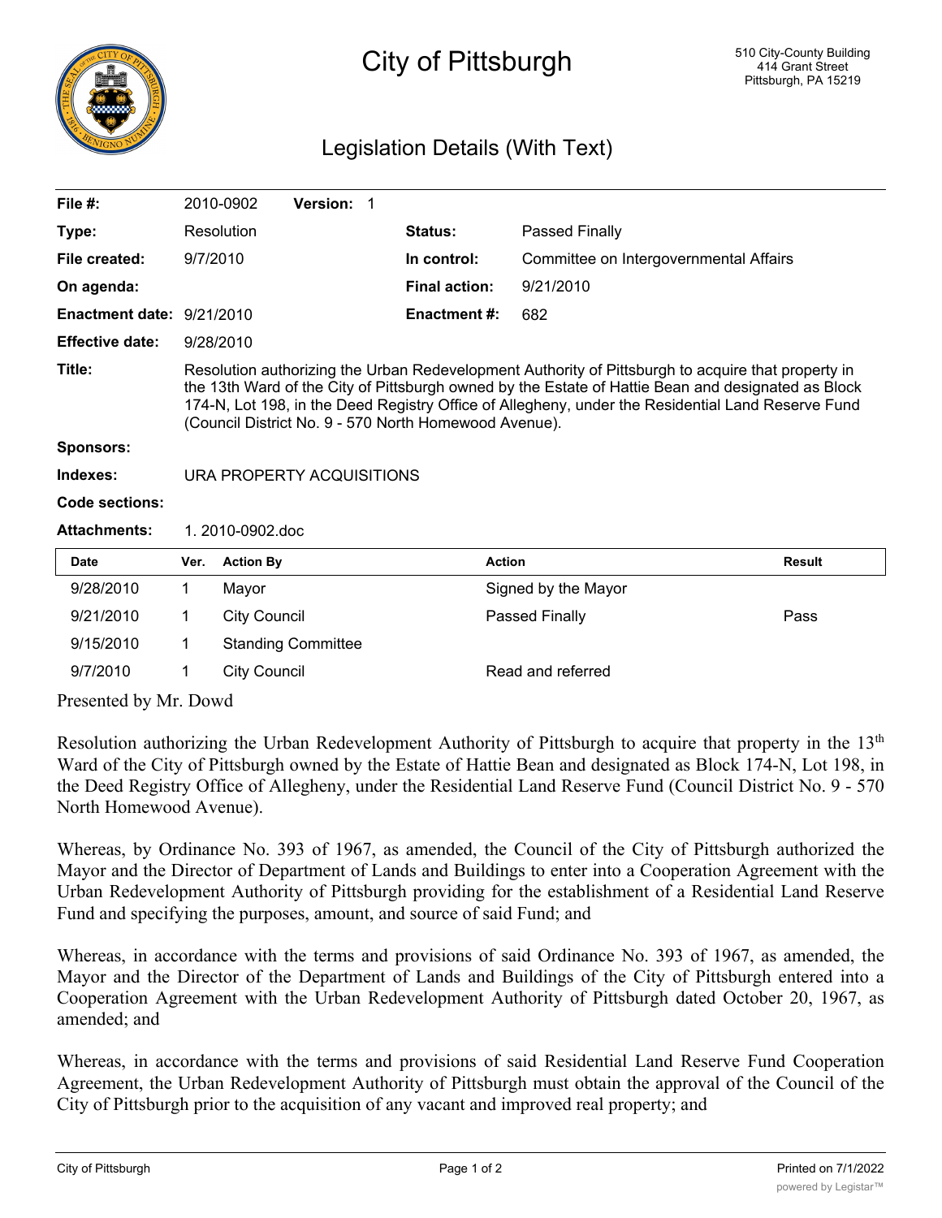# City of Pittsburgh

510 City-County Building
414 Grant Street
Pittsburgh, PA 15219

## Legislation Details (With Text)

| | | | |
|---|---|---|---|
| **File #:** | 2010-0902 **Version:** 1 | | |
| **Type:** | Resolution | **Status:** | Passed Finally |
| **File created:** | 9/7/2010 | **In control:** | Committee on Intergovernmental Affairs |
| **On agenda:** | | **Final action:** | 9/21/2010 |
| **Enactment date:** | 9/21/2010 | **Enactment #:** | 682 |
| **Effective date:** | 9/28/2010 | | |

**Title:** Resolution authorizing the Urban Redevelopment Authority of Pittsburgh to acquire that property in the 13th Ward of the City of Pittsburgh owned by the Estate of Hattie Bean and designated as Block 174-N, Lot 198, in the Deed Registry Office of Allegheny, under the Residential Land Reserve Fund (Council District No. 9 - 570 North Homewood Avenue).

**Sponsors:**

**Indexes:** URA PROPERTY ACQUISITIONS

**Code sections:**

**Attachments:** 1. 2010-0902.doc

| Date | Ver. | Action By | Action | Result |
|---|---|---|---|---|
| 9/28/2010 | 1 | Mayor | Signed by the Mayor | |
| 9/21/2010 | 1 | City Council | Passed Finally | Pass |
| 9/15/2010 | 1 | Standing Committee | | |
| 9/7/2010 | 1 | City Council | Read and referred | |

Presented by Mr. Dowd

Resolution authorizing the Urban Redevelopment Authority of Pittsburgh to acquire that property in the 13th Ward of the City of Pittsburgh owned by the Estate of Hattie Bean and designated as Block 174-N, Lot 198, in the Deed Registry Office of Allegheny, under the Residential Land Reserve Fund (Council District No. 9 - 570 North Homewood Avenue).

Whereas, by Ordinance No. 393 of 1967, as amended, the Council of the City of Pittsburgh authorized the Mayor and the Director of Department of Lands and Buildings to enter into a Cooperation Agreement with the Urban Redevelopment Authority of Pittsburgh providing for the establishment of a Residential Land Reserve Fund and specifying the purposes, amount, and source of said Fund; and

Whereas, in accordance with the terms and provisions of said Ordinance No. 393 of 1967, as amended, the Mayor and the Director of the Department of Lands and Buildings of the City of Pittsburgh entered into a Cooperation Agreement with the Urban Redevelopment Authority of Pittsburgh dated October 20, 1967, as amended; and

Whereas, in accordance with the terms and provisions of said Residential Land Reserve Fund Cooperation Agreement, the Urban Redevelopment Authority of Pittsburgh must obtain the approval of the Council of the City of Pittsburgh prior to the acquisition of any vacant and improved real property; and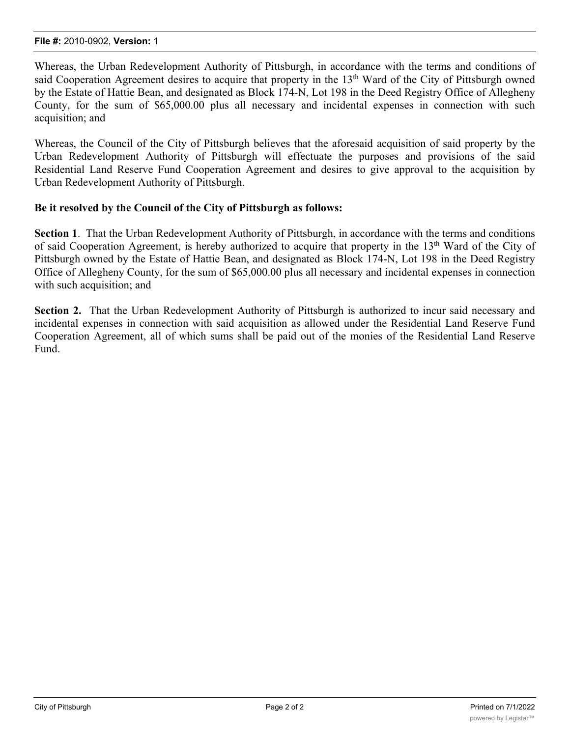Whereas, the Urban Redevelopment Authority of Pittsburgh, in accordance with the terms and conditions of said Cooperation Agreement desires to acquire that property in the 13th Ward of the City of Pittsburgh owned by the Estate of Hattie Bean, and designated as Block 174-N, Lot 198 in the Deed Registry Office of Allegheny County, for the sum of $65,000.00 plus all necessary and incidental expenses in connection with such acquisition; and

Whereas, the Council of the City of Pittsburgh believes that the aforesaid acquisition of said property by the Urban Redevelopment Authority of Pittsburgh will effectuate the purposes and provisions of the said Residential Land Reserve Fund Cooperation Agreement and desires to give approval to the acquisition by Urban Redevelopment Authority of Pittsburgh.

**Be it resolved by the Council of the City of Pittsburgh as follows:**

**Section 1**. That the Urban Redevelopment Authority of Pittsburgh, in accordance with the terms and conditions of said Cooperation Agreement, is hereby authorized to acquire that property in the 13th Ward of the City of Pittsburgh owned by the Estate of Hattie Bean, and designated as Block 174-N, Lot 198 in the Deed Registry Office of Allegheny County, for the sum of $65,000.00 plus all necessary and incidental expenses in connection with such acquisition; and

**Section 2.** That the Urban Redevelopment Authority of Pittsburgh is authorized to incur said necessary and incidental expenses in connection with said acquisition as allowed under the Residential Land Reserve Fund Cooperation Agreement, all of which sums shall be paid out of the monies of the Residential Land Reserve Fund.